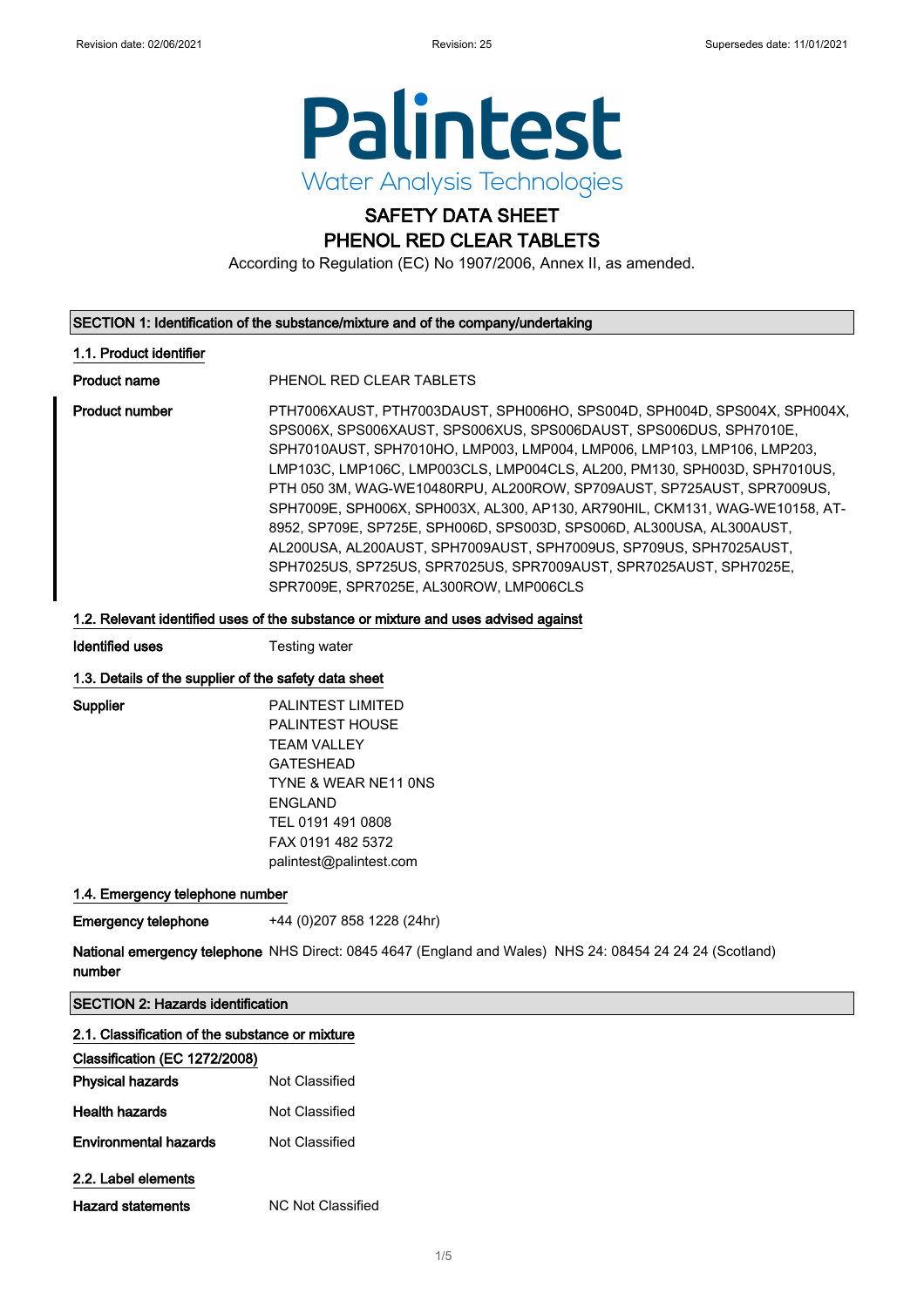Revision date: 02/06/2021 Revision: 25 Supersedes date: 11/01/2021

Palintest
Water Analysis Technologies

# SAFETY DATA SHEET
# PHENOL RED CLEAR TABLETS

According to Regulation (EC) No 1907/2006, Annex II, as amended.

## SECTION 1: Identification of the substance/mixture and of the company/undertaking

### 1.1. Product identifier

**Product name** PHENOL RED CLEAR TABLETS

**Product number** PTH7006XAUST, PTH7003DAUST, SPH006HO, SPS004D, SPH004D, SPS004X, SPH004X, SPS006X, SPS006XAUST, SPS006XUS, SPS006DAUST, SPS006DUS, SPH7010E, SPH7010AUST, SPH7010HO, LMP003, LMP004, LMP006, LMP103, LMP106, LMP203, LMP103C, LMP106C, LMP003CLS, LMP004CLS, AL200, PM130, SPH003D, SPH7010US, PTH 050 3M, WAG-WE10480RPU, AL200ROW, SP709AUST, SP725AUST, SPR7009US, SPH7009E, SPH006X, SPH003X, AL300, AP130, AR790HIL, CKM131, WAG-WE10158, AT-8952, SP709E, SP725E, SPH006D, SPS003D, SPS006D, AL300USA, AL300AUST, AL200USA, AL200AUST, SPH7009AUST, SPH7009US, SP709US, SPH7025AUST, SPH7025US, SP725US, SPR7025US, SPR7009AUST, SPR7025AUST, SPH7025E, SPR7009E, SPR7025E, AL300ROW, LMP006CLS

### 1.2. Relevant identified uses of the substance or mixture and uses advised against

**Identified uses** Testing water

### 1.3. Details of the supplier of the safety data sheet

**Supplier**
PALINTEST LIMITED
PALINTEST HOUSE
TEAM VALLEY
GATESHEAD
TYNE & WEAR NE11 0NS
ENGLAND
TEL 0191 491 0808
FAX 0191 482 5372
palintest@palintest.com

### 1.4. Emergency telephone number

**Emergency telephone** +44 (0)207 858 1228 (24hr)

**National emergency telephone number** NHS Direct: 0845 4647 (England and Wales) NHS 24: 08454 24 24 24 (Scotland)

## SECTION 2: Hazards identification

### 2.1. Classification of the substance or mixture

**Classification (EC 1272/2008)**

**Physical hazards** Not Classified

**Health hazards** Not Classified

**Environmental hazards** Not Classified

### 2.2. Label elements

**Hazard statements** NC Not Classified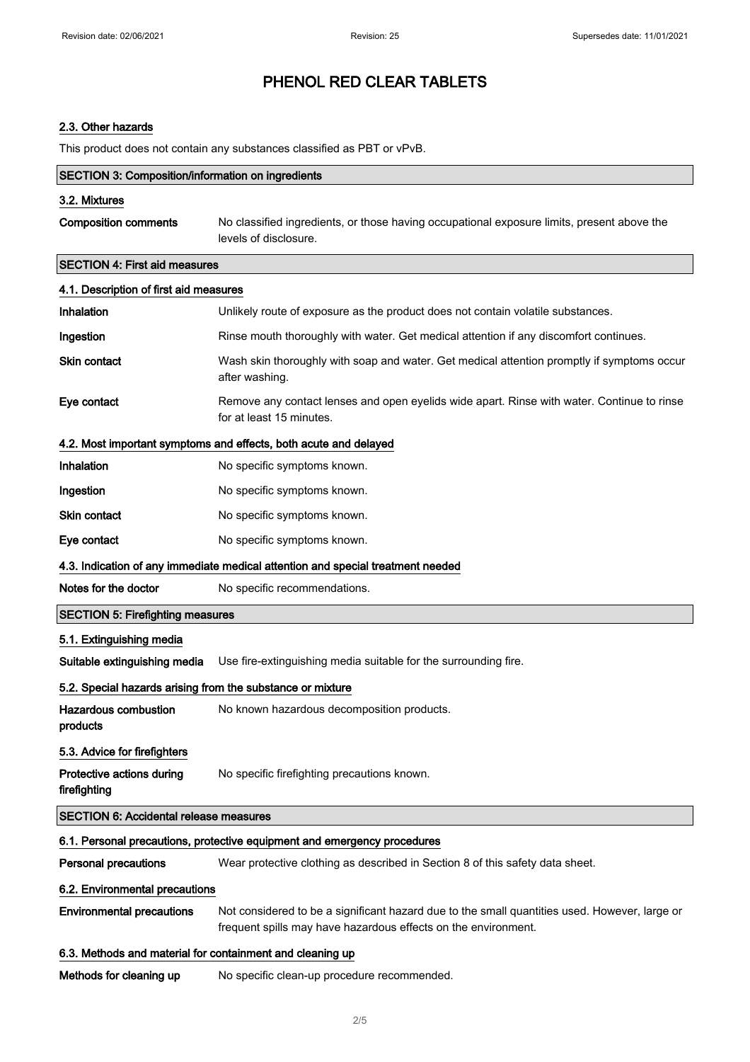# PHENOL RED CLEAR TABLETS

### 2.3. Other hazards

This product does not contain any substances classified as PBT or vPvB.

## SECTION 3: Composition/information on ingredients

### 3.2. Mixtures

| | |
|---|---|
| **Composition comments** | No classified ingredients, or those having occupational exposure limits, present above the levels of disclosure. |

## SECTION 4: First aid measures

### 4.1. Description of first aid measures

| | |
|---|---|
| **Inhalation** | Unlikely route of exposure as the product does not contain volatile substances. |
| **Ingestion** | Rinse mouth thoroughly with water. Get medical attention if any discomfort continues. |
| **Skin contact** | Wash skin thoroughly with soap and water. Get medical attention promptly if symptoms occur after washing. |
| **Eye contact** | Remove any contact lenses and open eyelids wide apart. Rinse with water. Continue to rinse for at least 15 minutes. |

### 4.2. Most important symptoms and effects, both acute and delayed

| | |
|---|---|
| **Inhalation** | No specific symptoms known. |
| **Ingestion** | No specific symptoms known. |
| **Skin contact** | No specific symptoms known. |
| **Eye contact** | No specific symptoms known. |

### 4.3. Indication of any immediate medical attention and special treatment needed

| | |
|---|---|
| **Notes for the doctor** | No specific recommendations. |

## SECTION 5: Firefighting measures

### 5.1. Extinguishing media

| | |
|---|---|
| **Suitable extinguishing media** | Use fire-extinguishing media suitable for the surrounding fire. |

### 5.2. Special hazards arising from the substance or mixture

| | |
|---|---|
| **Hazardous combustion products** | No known hazardous decomposition products. |

### 5.3. Advice for firefighters

| | |
|---|---|
| **Protective actions during firefighting** | No specific firefighting precautions known. |

## SECTION 6: Accidental release measures

### 6.1. Personal precautions, protective equipment and emergency procedures

| | |
|---|---|
| **Personal precautions** | Wear protective clothing as described in Section 8 of this safety data sheet. |

### 6.2. Environmental precautions

| | |
|---|---|
| **Environmental precautions** | Not considered to be a significant hazard due to the small quantities used. However, large or frequent spills may have hazardous effects on the environment. |

### 6.3. Methods and material for containment and cleaning up

| | |
|---|---|
| **Methods for cleaning up** | No specific clean-up procedure recommended. |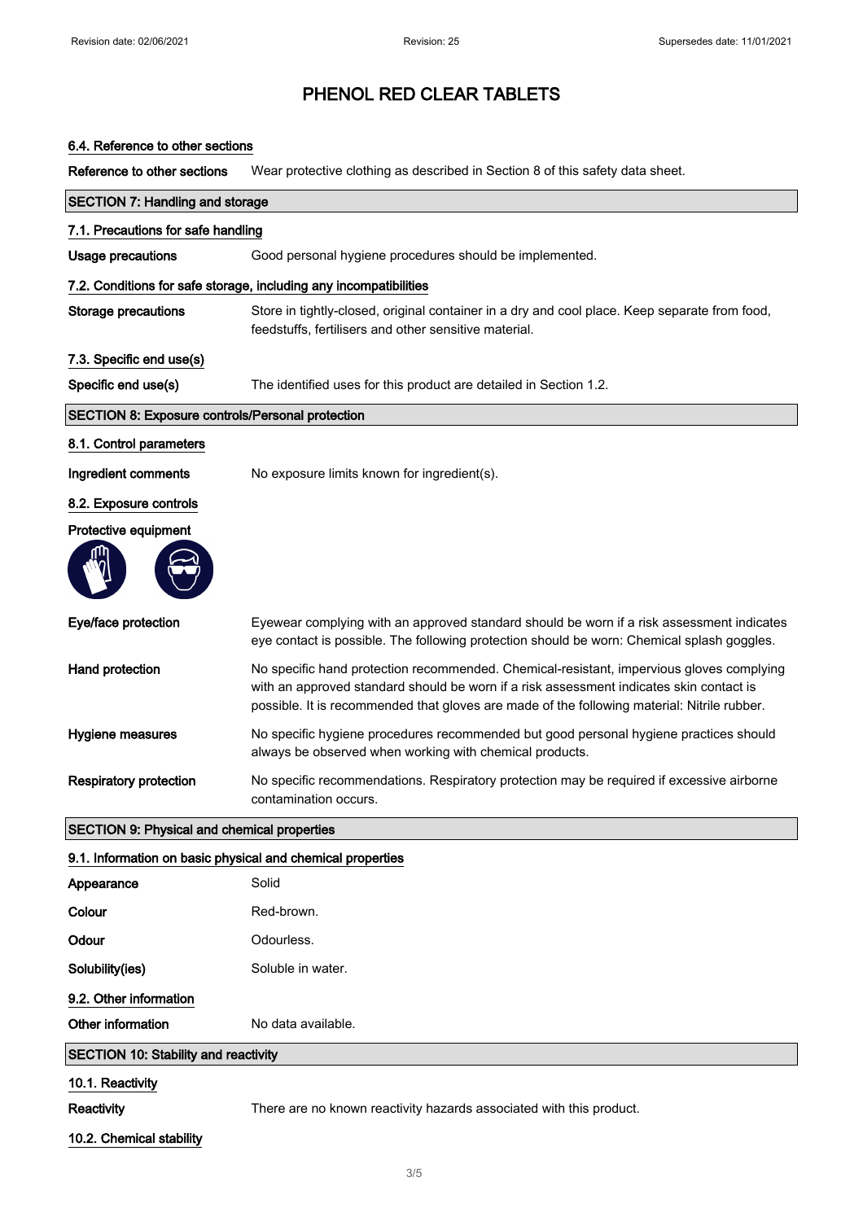# PHENOL RED CLEAR TABLETS

### 6.4. Reference to other sections

**Reference to other sections** Wear protective clothing as described in Section 8 of this safety data sheet.

## SECTION 7: Handling and storage

### 7.1. Precautions for safe handling

**Usage precautions** Good personal hygiene procedures should be implemented.

### 7.2. Conditions for safe storage, including any incompatibilities

**Storage precautions** Store in tightly-closed, original container in a dry and cool place. Keep separate from food, feedstuffs, fertilisers and other sensitive material.

### 7.3. Specific end use(s)

**Specific end use(s)** The identified uses for this product are detailed in Section 1.2.

## SECTION 8: Exposure controls/Personal protection

### 8.1. Control parameters

**Ingredient comments** No exposure limits known for ingredient(s).

### 8.2. Exposure controls

**Protective equipment**

**Eye/face protection** Eyewear complying with an approved standard should be worn if a risk assessment indicates eye contact is possible. The following protection should be worn: Chemical splash goggles.

**Hand protection** No specific hand protection recommended. Chemical-resistant, impervious gloves complying with an approved standard should be worn if a risk assessment indicates skin contact is possible. It is recommended that gloves are made of the following material: Nitrile rubber.

**Hygiene measures** No specific hygiene procedures recommended but good personal hygiene practices should always be observed when working with chemical products.

**Respiratory protection** No specific recommendations. Respiratory protection may be required if excessive airborne contamination occurs.

## SECTION 9: Physical and chemical properties

### 9.1. Information on basic physical and chemical properties

**Appearance** Solid

**Colour** Red-brown.

**Odour** Odourless.

**Solubility(ies)** Soluble in water.

### 9.2. Other information

**Other information** No data available.

## SECTION 10: Stability and reactivity

### 10.1. Reactivity

**Reactivity** There are no known reactivity hazards associated with this product.

### 10.2. Chemical stability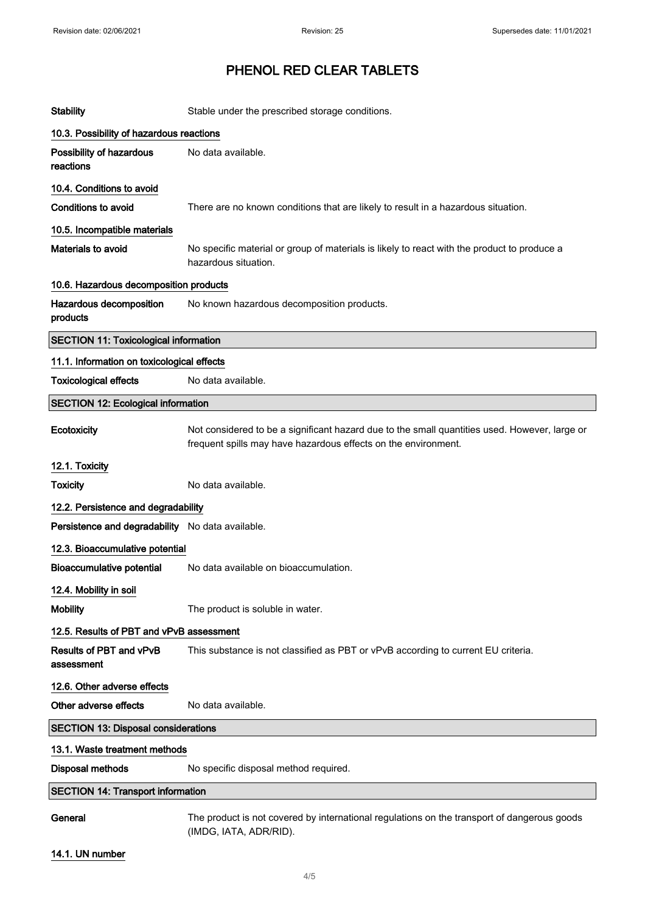**Stability** Stable under the prescribed storage conditions.

### 10.3. Possibility of hazardous reactions

**Possibility of hazardous reactions** No data available.

### 10.4. Conditions to avoid

**Conditions to avoid** There are no known conditions that are likely to result in a hazardous situation.

### 10.5. Incompatible materials

**Materials to avoid** No specific material or group of materials is likely to react with the product to produce a hazardous situation.

### 10.6. Hazardous decomposition products

**Hazardous decomposition products** No known hazardous decomposition products.

## SECTION 11: Toxicological information

### 11.1. Information on toxicological effects

**Toxicological effects** No data available.

## SECTION 12: Ecological information

**Ecotoxicity** Not considered to be a significant hazard due to the small quantities used. However, large or frequent spills may have hazardous effects on the environment.

### 12.1. Toxicity

**Toxicity** No data available.

### 12.2. Persistence and degradability

**Persistence and degradability** No data available.

### 12.3. Bioaccumulative potential

**Bioaccumulative potential** No data available on bioaccumulation.

### 12.4. Mobility in soil

**Mobility** The product is soluble in water.

### 12.5. Results of PBT and vPvB assessment

**Results of PBT and vPvB assessment** This substance is not classified as PBT or vPvB according to current EU criteria.

### 12.6. Other adverse effects

**Other adverse effects** No data available.

## SECTION 13: Disposal considerations

### 13.1. Waste treatment methods

**Disposal methods** No specific disposal method required.

## SECTION 14: Transport information

**General** The product is not covered by international regulations on the transport of dangerous goods (IMDG, IATA, ADR/RID).

### 14.1. UN number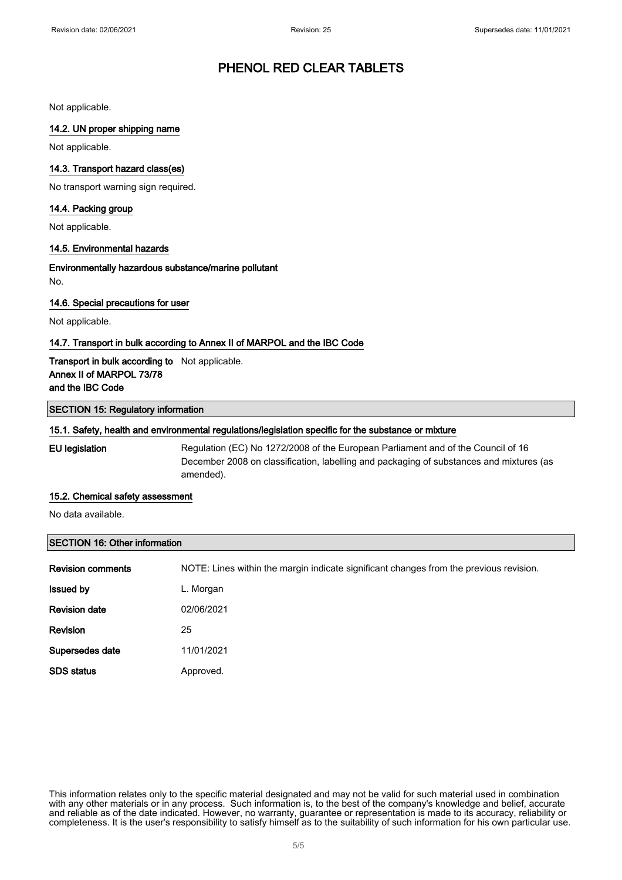# PHENOL RED CLEAR TABLETS

Not applicable.

### 14.2. UN proper shipping name

Not applicable.

### 14.3. Transport hazard class(es)

No transport warning sign required.

### 14.4. Packing group

Not applicable.

### 14.5. Environmental hazards

**Environmentally hazardous substance/marine pollutant**

No.

### 14.6. Special precautions for user

Not applicable.

### 14.7. Transport in bulk according to Annex II of MARPOL and the IBC Code

**Transport in bulk according to Annex II of MARPOL 73/78 and the IBC Code** Not applicable.

## SECTION 15: Regulatory information

### 15.1. Safety, health and environmental regulations/legislation specific for the substance or mixture

**EU legislation** Regulation (EC) No 1272/2008 of the European Parliament and of the Council of 16 December 2008 on classification, labelling and packaging of substances and mixtures (as amended).

### 15.2. Chemical safety assessment

No data available.

## SECTION 16: Other information

| | |
|---|---|
| **Revision comments** | NOTE: Lines within the margin indicate significant changes from the previous revision. |
| **Issued by** | L. Morgan |
| **Revision date** | 02/06/2021 |
| **Revision** | 25 |
| **Supersedes date** | 11/01/2021 |
| **SDS status** | Approved. |

This information relates only to the specific material designated and may not be valid for such material used in combination with any other materials or in any process. Such information is, to the best of the company's knowledge and belief, accurate and reliable as of the date indicated. However, no warranty, guarantee or representation is made to its accuracy, reliability or completeness. It is the user's responsibility to satisfy himself as to the suitability of such information for his own particular use.